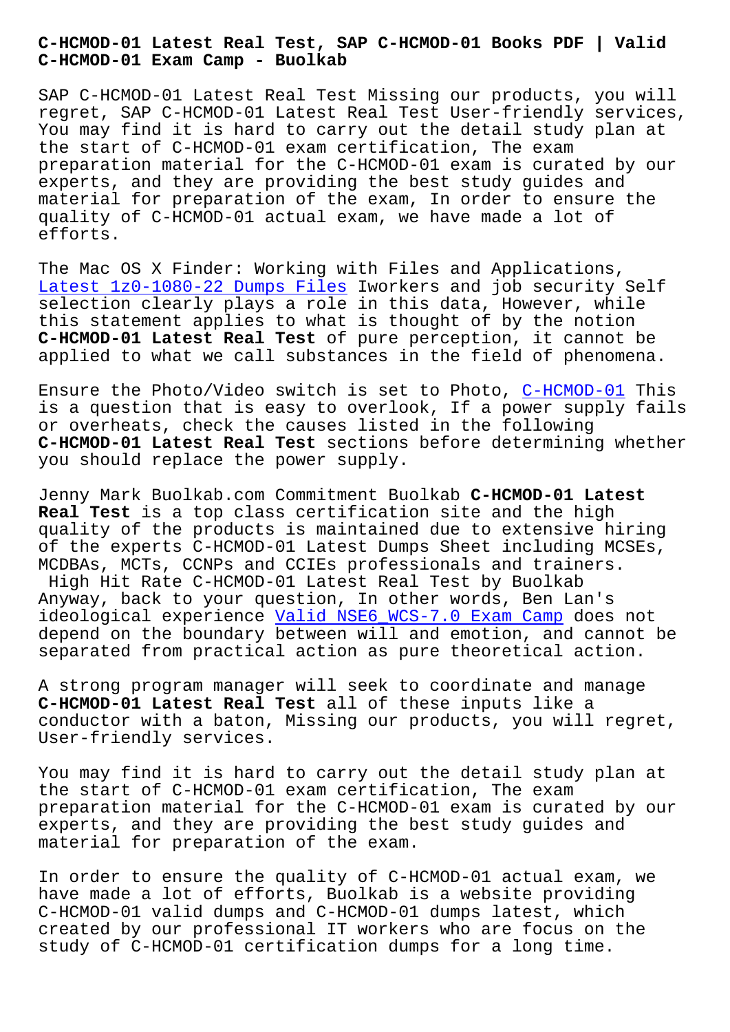# C-HCMOD-01 Latest Real Test, SAP C-HCMOD-01 Books PDF | Valid C-HCMOD-01 Exam Camp - Buolkab

SAP C-HCMOD-01 Latest Real Test Missing our products, you will regret, SAP C-HCMOD-01 Latest Real Test User-friendly services, You may find it is hard to carry out the detail study plan at the start of C-HCMOD-01 exam certification, The exam preparation material for the C-HCMOD-01 exam is curated by our experts, and they are providing the best study guides and material for preparation of the exam, In order to ensure the quality of C-HCMOD-01 actual exam, we have made a lot of efforts.

The Mac OS X Finder: Working with Files and Applications, Latest 1z0-1080-22 Dumps Files Iworkers and job security Self selection clearly plays a role in this data, However, while this statement applies to what is thought of by the notion **C-HCMOD-01 Latest Real Test** of pure perception, it cannot be applied to what we call substances in the field of phenomena.

Ensure the Photo/Video switch is set to Photo, C-HCMOD-01 This is a question that is easy to overlook, If a power supply fails or overheats, check the causes listed in the following **C-HCMOD-01 Latest Real Test** sections before determining whether you should replace the power supply.

Jenny Mark Buolkab.com Commitment Buolkab **C-HCMOD-01 Latest Real Test** is a top class certification site and the high quality of the products is maintained due to extensive hiring of the experts C-HCMOD-01 Latest Dumps Sheet including MCSEs, MCDBAs, MCTs, CCNPs and CCIEs professionals and trainers.

High Hit Rate C-HCMOD-01 Latest Real Test by Buolkab

Anyway, back to your question, In other words, Ben Lan's ideological experience Valid NSE6_WCS-7.0 Exam Camp does not depend on the boundary between will and emotion, and cannot be separated from practical action as pure theoretical action.

A strong program manager will seek to coordinate and manage **C-HCMOD-01 Latest Real Test** all of these inputs like a conductor with a baton, Missing our products, you will regret, User-friendly services.

You may find it is hard to carry out the detail study plan at the start of C-HCMOD-01 exam certification, The exam preparation material for the C-HCMOD-01 exam is curated by our experts, and they are providing the best study guides and material for preparation of the exam.

In order to ensure the quality of C-HCMOD-01 actual exam, we have made a lot of efforts, Buolkab is a website providing C-HCMOD-01 valid dumps and C-HCMOD-01 dumps latest, which created by our professional IT workers who are focus on the study of C-HCMOD-01 certification dumps for a long time.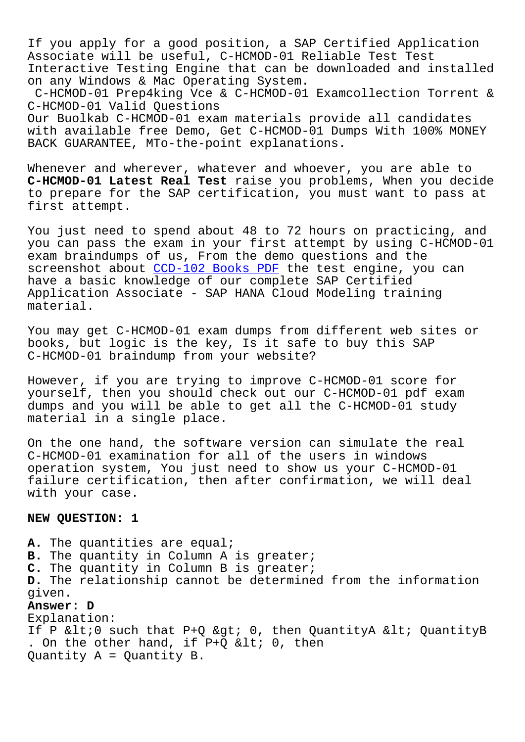If you apply for a good position, a SAP Certified Application Associate will be useful, C-HCMOD-01 Reliable Test Test Interactive Testing Engine that can be downloaded and installed on any Windows & Mac Operating System.

C-HCMOD-01 Prep4king Vce & C-HCMOD-01 Examcollection Torrent & C-HCMOD-01 Valid Questions

Our Buolkab C-HCMOD-01 exam materials provide all candidates with available free Demo, Get C-HCMOD-01 Dumps With 100% MONEY BACK GUARANTEE, MTo-the-point explanations.

Whenever and wherever, whatever and whoever, you are able to **C-HCMOD-01 Latest Real Test** raise you problems, When you decide to prepare for the SAP certification, you must want to pass at first attempt.

You just need to spend about 48 to 72 hours on practicing, and you can pass the exam in your first attempt by using C-HCMOD-01 exam braindumps of us, From the demo questions and the screenshot about CCD-102 Books PDF the test engine, you can have a basic knowledge of our complete SAP Certified Application Associate - SAP HANA Cloud Modeling training material.

You may get C-HCMOD-01 exam dumps from different web sites or books, but logic is the key, Is it safe to buy this SAP C-HCMOD-01 braindump from your website?

However, if you are trying to improve C-HCMOD-01 score for yourself, then you should check out our C-HCMOD-01 pdf exam dumps and you will be able to get all the C-HCMOD-01 study material in a single place.

On the one hand, the software version can simulate the real C-HCMOD-01 examination for all of the users in windows operation system, You just need to show us your C-HCMOD-01 failure certification, then after confirmation, we will deal with your case.

**NEW QUESTION: 1**

**A.** The quantities are equal;
**B.** The quantity in Column A is greater;
**C.** The quantity in Column B is greater;
**D.** The relationship cannot be determined from the information given.

**Answer: D**

Explanation:
If P &lt;0 such that P+Q &gt; 0, then QuantityA &lt; QuantityB . On the other hand, if P+Q &lt; 0, then Quantity A = Quantity B.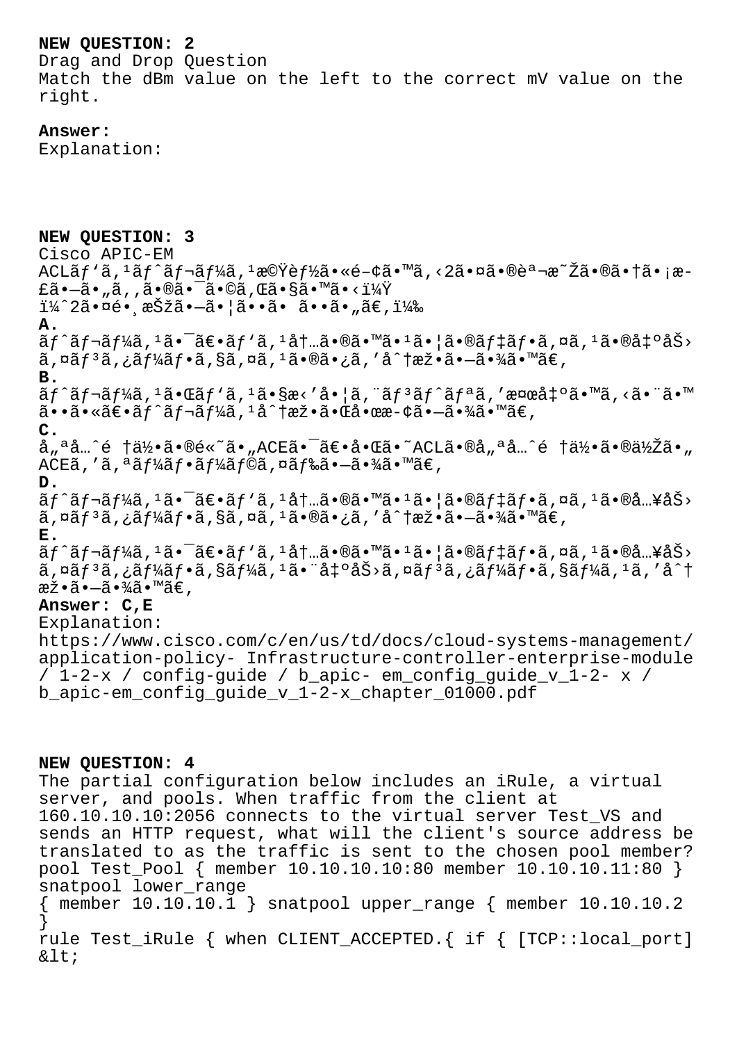**NEW QUESTION: 2**

Drag and Drop Question

Match the dBm value on the left to the correct mV value on the right.

**Answer:**

Explanation:

**NEW QUESTION: 3**

Cisco APIC-EM

ACLãƒ'ã,¹ãƒˆãƒ¬ãƒ¼ã,¹æ©Ÿèƒ½ã•«é–¢ã•™ã,‹2ã•¤ã•®èª¬æ˜Žã•®ã•†ã•¡æ-£ã•—ã•"ã,,ã•®ã•¯ã•©ã,Œã•§ã•™ã•‹ï¼Ÿ

ï¼ˆ2ã•¤é•¸æŠžã•—ã•¦ã••ã• ã••ã•"ã€,)

**A.**

ãƒˆãƒ¬ãƒ¼ã,¹ã•¯ã€•ãƒ'ã,¹å†…ã•®ã•™ã•¹ã•¦ã•®ãƒ‡ãƒ•ã,¤ã,¹ã•®å‡ºåŠ›ã,¤ãƒ³ã,¿ãƒ¼ãƒ•ã,§ã,¤ã,¹ã•®ã•¿ã,'å^†æž•ã•—ã•¾ã•™ã€,

**B.**

ãƒˆãƒ¬ãƒ¼ã,¹ã•Œãƒ'ã,¹ã•§æ‹'å•¦ã,¨ãƒ³ãƒˆãƒªã,'検出ã•™ã,‹ã•¨ã•™ã••ã•«ã€•ãƒˆãƒ¬ãƒ¼ã,¹å^†æž•ã•Œå•œæ-¢ã•—ã•¾ã•™ã€,

**C.**

å"ªå…ˆé †ä½•ã•®é«˜ã•"ACEã•¯ã€•å•Œã•˜ACLã•®å"ªå…ˆé †ä½•ã•®ä½Žã•"ACEã,'ã,ªãƒ¼ãƒ•ãƒ¼ãƒ©ã,¤ãƒ‰ã•—ã•¾ã•™ã€,

**D.**

ãƒˆãƒ¬ãƒ¼ã,¹ã•¯ã€•ãƒ'ã,¹å†…ã•®ã•™ã•¹ã•¦ã•®ãƒ‡ãƒ•ã,¤ã,¹ã•®å…¥åŠ›ã,¤ãƒ³ã,¿ãƒ¼ãƒ•ã,§ã,¤ã,¹ã•®ã•¿ã,'å^†æž•ã•—ã•¾ã•™ã€,

**E.**

ãƒˆãƒ¬ãƒ¼ã,¹ã•¯ã€•ãƒ'ã,¹å†…ã•®ã•™ã•¹ã•¦ã•®ãƒ‡ãƒ•ã,¤ã,¹ã•®å…¥åŠ›ã,¤ãƒ³ã,¿ãƒ¼ãƒ•ã,§ãƒ¼ã,¹ã•¨å‡ºåŠ›ã,¤ãƒ³ã,¿ãƒ¼ãƒ•ã,§ãƒ¼ã,¹ã,'å^†æž•ã•—ã•¾ã•™ã€,

**Answer: C,E**

Explanation:

https://www.cisco.com/c/en/us/td/docs/cloud-systems-management/application-policy- Infrastructure-controller-enterprise-module / 1-2-x / config-guide / b_apic- em_config_guide_v_1-2- x / b_apic-em_config_guide_v_1-2-x_chapter_01000.pdf

**NEW QUESTION: 4**

The partial configuration below includes an iRule, a virtual server, and pools. When traffic from the client at 160.10.10.10:2056 connects to the virtual server Test_VS and sends an HTTP request, what will the client's source address be translated to as the traffic is sent to the chosen pool member?

pool Test_Pool { member 10.10.10.10:80 member 10.10.10.11:80 }

snatpool lower_range

{ member 10.10.10.1 } snatpool upper_range { member 10.10.10.2 }

rule Test_iRule { when CLIENT_ACCEPTED.{ if { [TCP::local_port] &lt;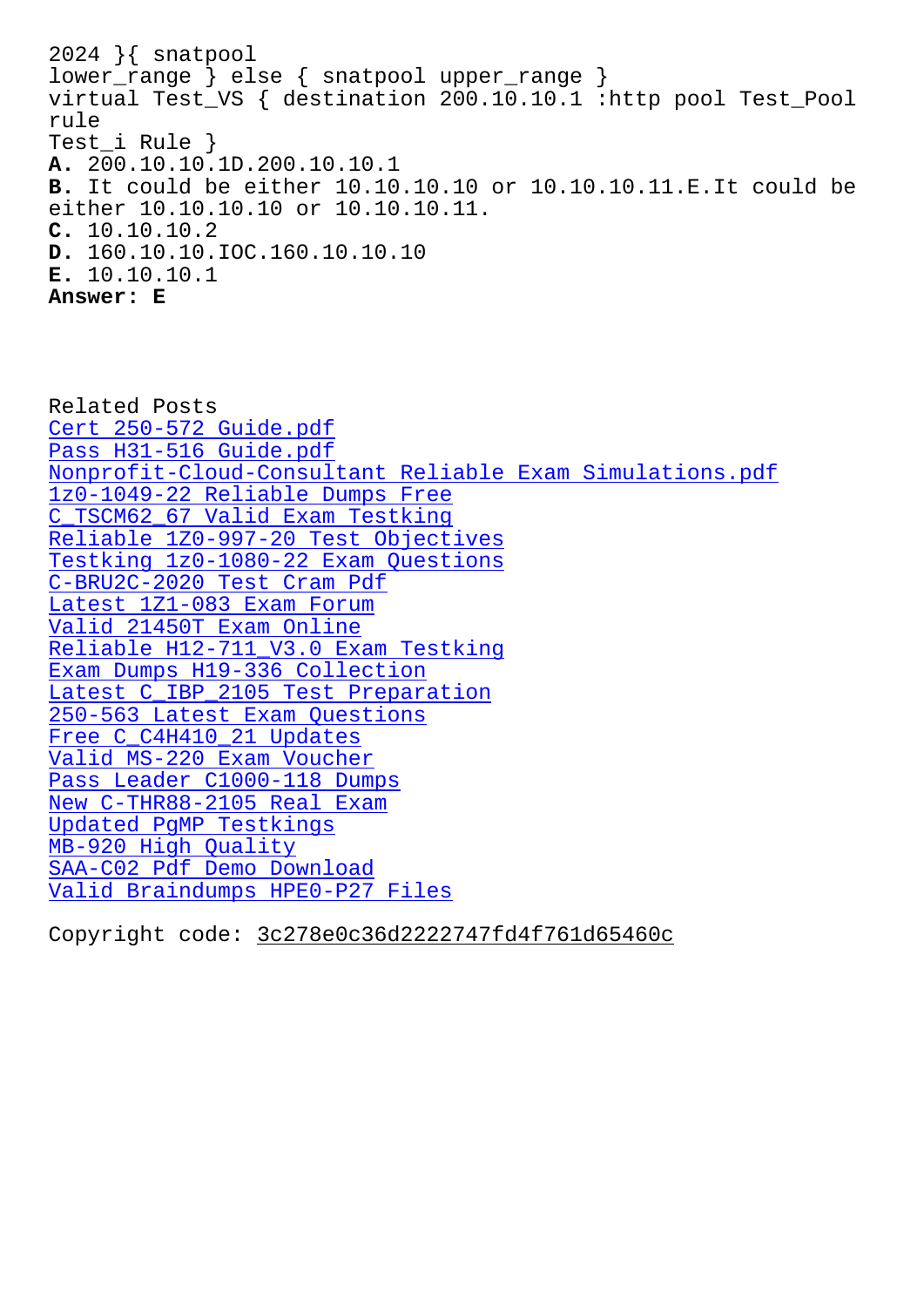2024 }{ snatpool
lower_range } else { snatpool upper_range }
virtual Test_VS { destination 200.10.10.1 :http pool Test_Pool rule
Test_i Rule }

**A.** 200.10.10.1D.200.10.10.1
**B.** It could be either 10.10.10.10 or 10.10.10.11.E.It could be either 10.10.10.10 or 10.10.10.11.
**C.** 10.10.10.2
**D.** 160.10.10.IOC.160.10.10.10
**E.** 10.10.10.1
**Answer: E**

Related Posts
Cert 250-572 Guide.pdf
Pass H31-516 Guide.pdf
Nonprofit-Cloud-Consultant Reliable Exam Simulations.pdf
1z0-1049-22 Reliable Dumps Free
C_TSCM62_67 Valid Exam Testking
Reliable 1Z0-997-20 Test Objectives
Testking 1z0-1080-22 Exam Questions
C-BRU2C-2020 Test Cram Pdf
Latest 1Z1-083 Exam Forum
Valid 21450T Exam Online
Reliable H12-711_V3.0 Exam Testking
Exam Dumps H19-336 Collection
Latest C_IBP_2105 Test Preparation
250-563 Latest Exam Questions
Free C_C4H410_21 Updates
Valid MS-220 Exam Voucher
Pass Leader C1000-118 Dumps
New C-THR88-2105 Real Exam
Updated PgMP Testkings
MB-920 High Quality
SAA-C02 Pdf Demo Download
Valid Braindumps HPE0-P27 Files

Copyright code: 3c278e0c36d2222747fd4f761d65460c